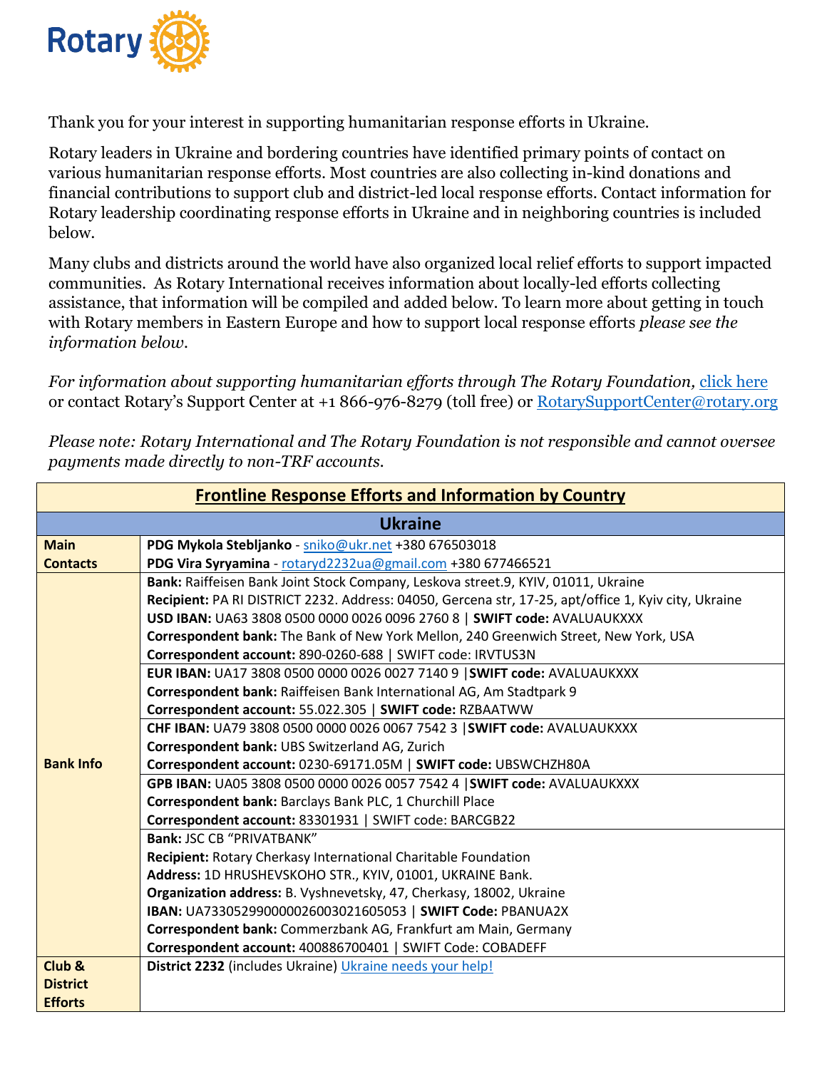Rotary

Thank you for your interest in supporting humanitarian response efforts in Ukraine.

Rotary leaders in Ukraine and bordering countries have identified primary points of contact on various humanitarian response efforts. Most countries are also collecting in-kind donations and financial contributions to support club and district-led local response efforts. Contact information for Rotary leadership coordinating response efforts in Ukraine and in neighboring countries is included below.

Many clubs and districts around the world have also organized local relief efforts to support impacted communities. As Rotary International receives information about locally-led efforts collecting assistance, that information will be compiled and added below. To learn more about getting in touch with Rotary members in Eastern Europe and how to support local response efforts *please see the information below*.

*For information about supporting humanitarian efforts through The Rotary Foundation,* [click here](#) or contact Rotary's Support Center at +1 866-976-8279 (toll free) or RotarySupportCenter@rotary.org

*Please note: Rotary International and The Rotary Foundation is not responsible and cannot oversee payments made directly to non-TRF accounts.*

| **Frontline Response Efforts and Information by Country** | |
|---|---|
| **Ukraine** | |
| **Main Contacts** | **PDG Mykola Stebljanko** - sniko@ukr.net +380 676503018<br>**PDG Vira Syryamina** - rotaryd2232ua@gmail.com +380 677466521 |
| **Bank Info** | **Bank:** Raiffeisen Bank Joint Stock Company, Leskova street.9, KYIV, 01011, Ukraine<br>**Recipient:** PA RI DISTRICT 2232. Address: 04050, Gercena str, 17-25, apt/office 1, Kyiv city, Ukraine<br>**USD IBAN:** UA63 3808 0500 0000 0026 0096 2760 8 \| **SWIFT code:** AVALUAUKXXX<br>**Correspondent bank:** The Bank of New York Mellon, 240 Greenwich Street, New York, USA<br>**Correspondent account:** 890-0260-688 \| SWIFT code: IRVTUS3N |
| | **EUR IBAN:** UA17 3808 0500 0000 0026 0027 7140 9 \|**SWIFT code:** AVALUAUKXXX<br>**Correspondent bank:** Raiffeisen Bank International AG, Am Stadtpark 9<br>**Correspondent account:** 55.022.305 \| **SWIFT code:** RZBAATWW |
| | **CHF IBAN:** UA79 3808 0500 0000 0026 0067 7542 3 \|**SWIFT code:** AVALUAUKXXX<br>**Correspondent bank:** UBS Switzerland AG, Zurich<br>**Correspondent account:** 0230-69171.05M \| **SWIFT code:** UBSWCHZH80A |
| | **GPB IBAN:** UA05 3808 0500 0000 0026 0057 7542 4 \|**SWIFT code:** AVALUAUKXXX<br>**Correspondent bank:** Barclays Bank PLC, 1 Churchill Place<br>**Correspondent account:** 83301931 \| SWIFT code: BARCGB22 |
| | **Bank:** JSC CB "PRIVATBANK"<br>**Recipient:** Rotary Cherkasy International Charitable Foundation<br>**Address:** 1D HRUSHEVSKOHO STR., KYIV, 01001, UKRAINE Bank.<br>**Organization address:** B. Vyshnevetsky, 47, Cherkasy, 18002, Ukraine<br>**IBAN:** UA733052990000026003021605053 \| **SWIFT Code:** PBANUA2X<br>**Correspondent bank:** Commerzbank AG, Frankfurt am Main, Germany<br>**Correspondent account:** 400886700401 \| SWIFT Code: COBADEFF |
| **Club & District Efforts** | **District 2232** (includes Ukraine) [Ukraine needs your help!](#) |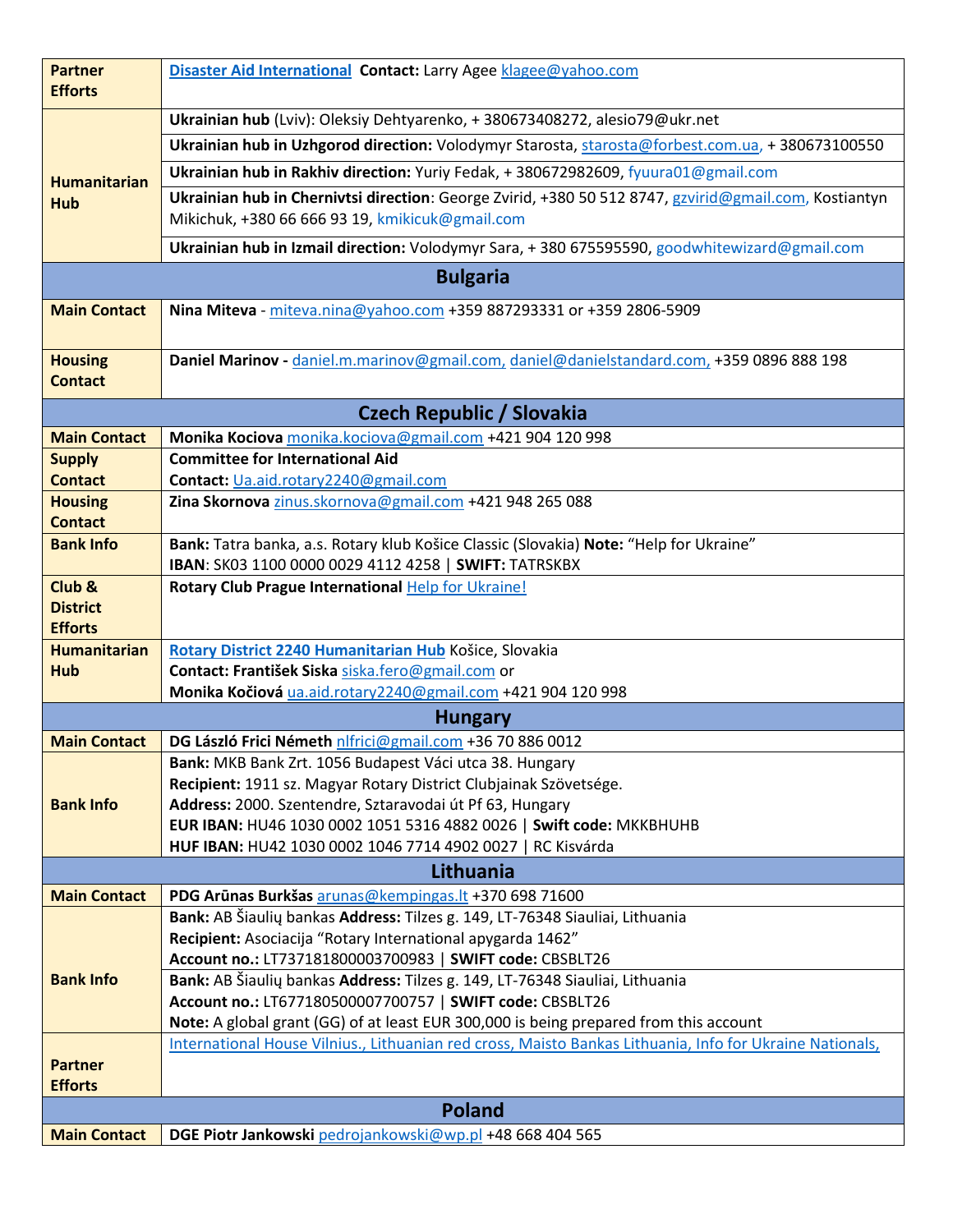| | |
|---|---|
| **Partner Efforts** | **Disaster Aid International Contact:** Larry Agee klagee@yahoo.com |
| **Humanitarian Hub** | **Ukrainian hub** (Lviv): Oleksiy Dehtyarenko, + 380673408272, alesio79@ukr.net |
| | **Ukrainian hub in Uzhgorod direction:** Volodymyr Starosta, starosta@forbest.com.ua, + 380673100550 |
| | **Ukrainian hub in Rakhiv direction:** Yuriy Fedak, + 380672982609, fyuura01@gmail.com |
| | **Ukrainian hub in Chernivtsi direction**: George Zvirid, +380 50 512 8747, gzvirid@gmail.com, Kostiantyn Mikichuk, +380 66 666 93 19, kmikicuk@gmail.com |
| | **Ukrainian hub in Izmail direction:** Volodymyr Sara, + 380 675595590, goodwhitewizard@gmail.com |
| **Bulgaria** | |
| **Main Contact** | **Nina Miteva** - miteva.nina@yahoo.com +359 887293331 or +359 2806-5909 |
| **Housing Contact** | **Daniel Marinov -** daniel.m.marinov@gmail.com, daniel@danielstandard.com, +359 0896 888 198 |
| **Czech Republic / Slovakia** | |
| **Main Contact** | **Monika Kociova** monika.kociova@gmail.com +421 904 120 998 |
| **Supply Contact** | **Committee for International Aid** <br> **Contact:** Ua.aid.rotary2240@gmail.com |
| **Housing Contact** | **Zina Skornova** zinus.skornova@gmail.com +421 948 265 088 |
| **Bank Info** | **Bank:** Tatra banka, a.s. Rotary klub Košice Classic (Slovakia) **Note:** "Help for Ukraine" <br> **IBAN**: SK03 1100 0000 0029 4112 4258 \| **SWIFT:** TATRSKBX |
| **Club & District Efforts** | **Rotary Club Prague International** Help for Ukraine! |
| **Humanitarian Hub** | **Rotary District 2240 Humanitarian Hub** Košice, Slovakia <br> **Contact: František Siska** siska.fero@gmail.com or <br> **Monika Kočiová** ua.aid.rotary2240@gmail.com +421 904 120 998 |
| **Hungary** | |
| **Main Contact** | **DG László Frici Németh** nlfrici@gmail.com +36 70 886 0012 |
| **Bank Info** | **Bank:** MKB Bank Zrt. 1056 Budapest Váci utca 38. Hungary <br> **Recipient:** 1911 sz. Magyar Rotary District Clubjainak Szövetsége. <br> **Address:** 2000. Szentendre, Sztaravodai út Pf 63, Hungary <br> **EUR IBAN:** HU46 1030 0002 1051 5316 4882 0026 \| **Swift code:** MKKBHUHB <br> **HUF IBAN:** HU42 1030 0002 1046 7714 4902 0027 \| RC Kisvárda |
| **Lithuania** | |
| **Main Contact** | **PDG Arūnas Burkšas** arunas@kempingas.lt +370 698 71600 |
| **Bank Info** | **Bank:** AB Šiaulių bankas **Address:** Tilzes g. 149, LT-76348 Siauliai, Lithuania <br> **Recipient:** Asociacija "Rotary International apygarda 1462" <br> **Account no.:** LT737181800003700983 \| **SWIFT code:** CBSBLT26 |
| | **Bank:** AB Šiaulių bankas **Address:** Tilzes g. 149, LT-76348 Siauliai, Lithuania <br> **Account no.:** LT677180500007700757 \| **SWIFT code:** CBSBLT26 <br> **Note:** A global grant (GG) of at least EUR 300,000 is being prepared from this account |
| **Partner Efforts** | International House Vilnius., Lithuanian red cross, Maisto Bankas Lithuania, Info for Ukraine Nationals, |
| **Poland** | |
| **Main Contact** | **DGE Piotr Jankowski** pedrojankowski@wp.pl +48 668 404 565 |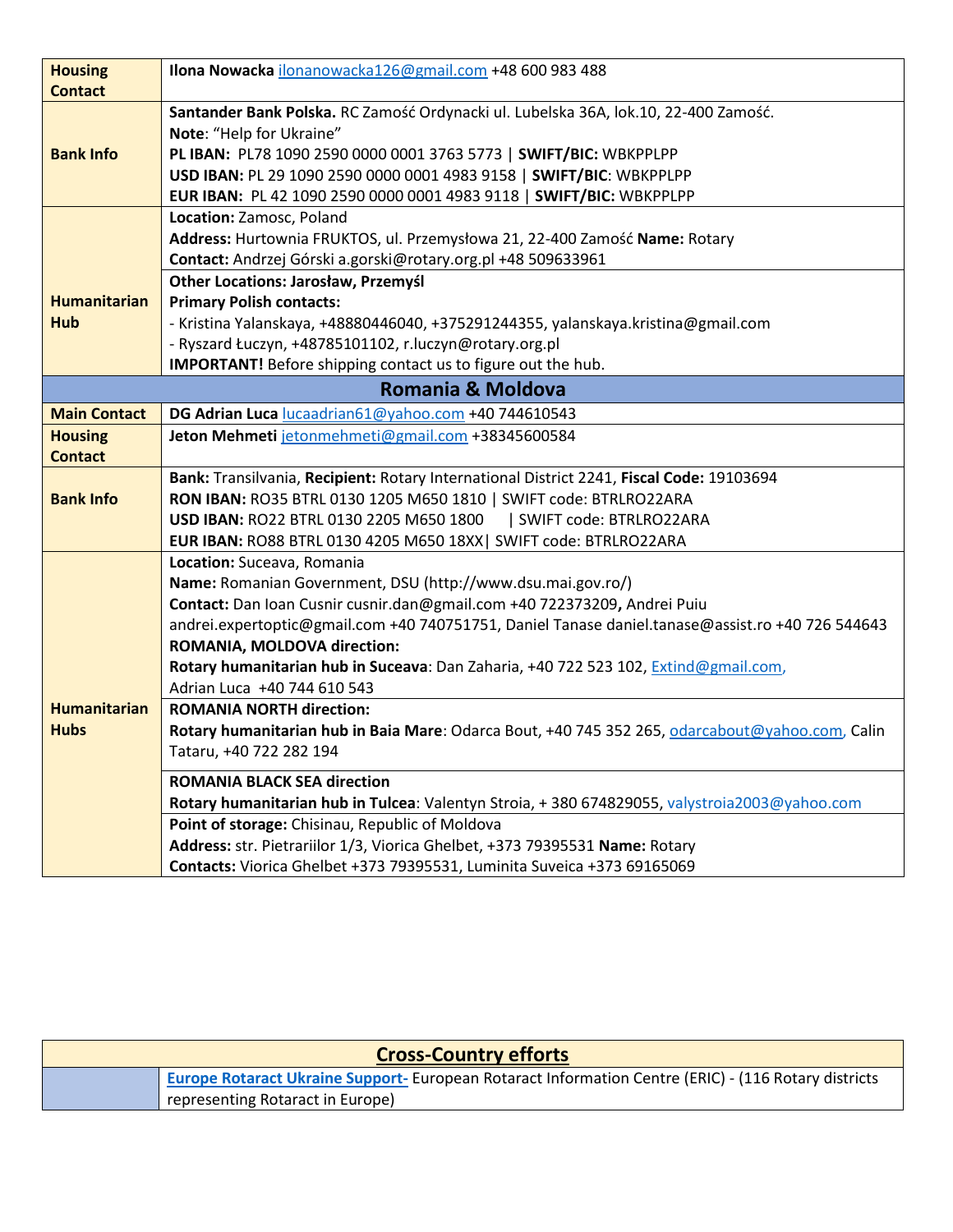| | |
|---|---|
| **Housing Contact** | **Ilona Nowacka** ilonanowacka126@gmail.com +48 600 983 488 |
| **Bank Info** | **Santander Bank Polska.** RC Zamość Ordynacki ul. Lubelska 36A, lok.10, 22-400 Zamość.<br>**Note**: "Help for Ukraine"<br>**PL IBAN:** PL78 1090 2590 0000 0001 3763 5773 \| **SWIFT/BIC:** WBKPPLPP<br>**USD IBAN:** PL 29 1090 2590 0000 0001 4983 9158 \| **SWIFT/BIC**: WBKPPLPP<br>**EUR IBAN:** PL 42 1090 2590 0000 0001 4983 9118 \| **SWIFT/BIC:** WBKPPLPP |
| **Humanitarian Hub** | **Location:** Zamosc, Poland<br>**Address:** Hurtownia FRUKTOS, ul. Przemysłowa 21, 22-400 Zamość **Name:** Rotary<br>**Contact:** Andrzej Górski a.gorski@rotary.org.pl +48 509633961 |
| | **Other Locations: Jarosław, Przemyśl**<br>**Primary Polish contacts:**<br>- Kristina Yalanskaya, +48880446040, +375291244355, yalanskaya.kristina@gmail.com<br>- Ryszard Łuczyn, +48785101102, r.luczyn@rotary.org.pl<br>**IMPORTANT!** Before shipping contact us to figure out the hub. |
| **Romania & Moldova** | |
| **Main Contact** | **DG Adrian Luca** lucaadrian61@yahoo.com +40 744610543 |
| **Housing Contact** | **Jeton Mehmeti** jetonmehmeti@gmail.com +38345600584 |
| **Bank Info** | **Bank:** Transilvania, **Recipient:** Rotary International District 2241, **Fiscal Code:** 19103694<br>**RON IBAN:** RO35 BTRL 0130 1205 M650 1810 \| SWIFT code: BTRLRO22ARA<br>**USD IBAN:** RO22 BTRL 0130 2205 M650 1800 \| SWIFT code: BTRLRO22ARA<br>**EUR IBAN:** RO88 BTRL 0130 4205 M650 18XX\| SWIFT code: BTRLRO22ARA |
| **Humanitarian Hubs** | **Location:** Suceava, Romania<br>**Name:** Romanian Government, DSU (http://www.dsu.mai.gov.ro/)<br>**Contact:** Dan Ioan Cusnir cusnir.dan@gmail.com +40 722373209**,** Andrei Puiu andrei.expertoptic@gmail.com +40 740751751, Daniel Tanase daniel.tanase@assist.ro +40 726 544643<br>**ROMANIA, MOLDOVA direction:**<br>**Rotary humanitarian hub in Suceava**: Dan Zaharia, +40 722 523 102, Extind@gmail.com, Adrian Luca +40 744 610 543 |
| | **ROMANIA NORTH direction:**<br>**Rotary humanitarian hub in Baia Mare**: Odarca Bout, +40 745 352 265, odarcabout@yahoo.com, Calin Tataru, +40 722 282 194 |
| | **ROMANIA BLACK SEA direction**<br>**Rotary humanitarian hub in Tulcea**: Valentyn Stroia, + 380 674829055, valystroia2003@yahoo.com |
| | **Point of storage:** Chisinau, Republic of Moldova<br>**Address:** str. Pietrariilor 1/3, Viorica Ghelbet, +373 79395531 **Name:** Rotary<br>**Contacts:** Viorica Ghelbet +373 79395531, Luminita Suveica +373 69165069 |

| **Cross-Country efforts** | |
|---|---|
| | **Europe Rotaract Ukraine Support-** European Rotaract Information Centre (ERIC) - (116 Rotary districts representing Rotaract in Europe) |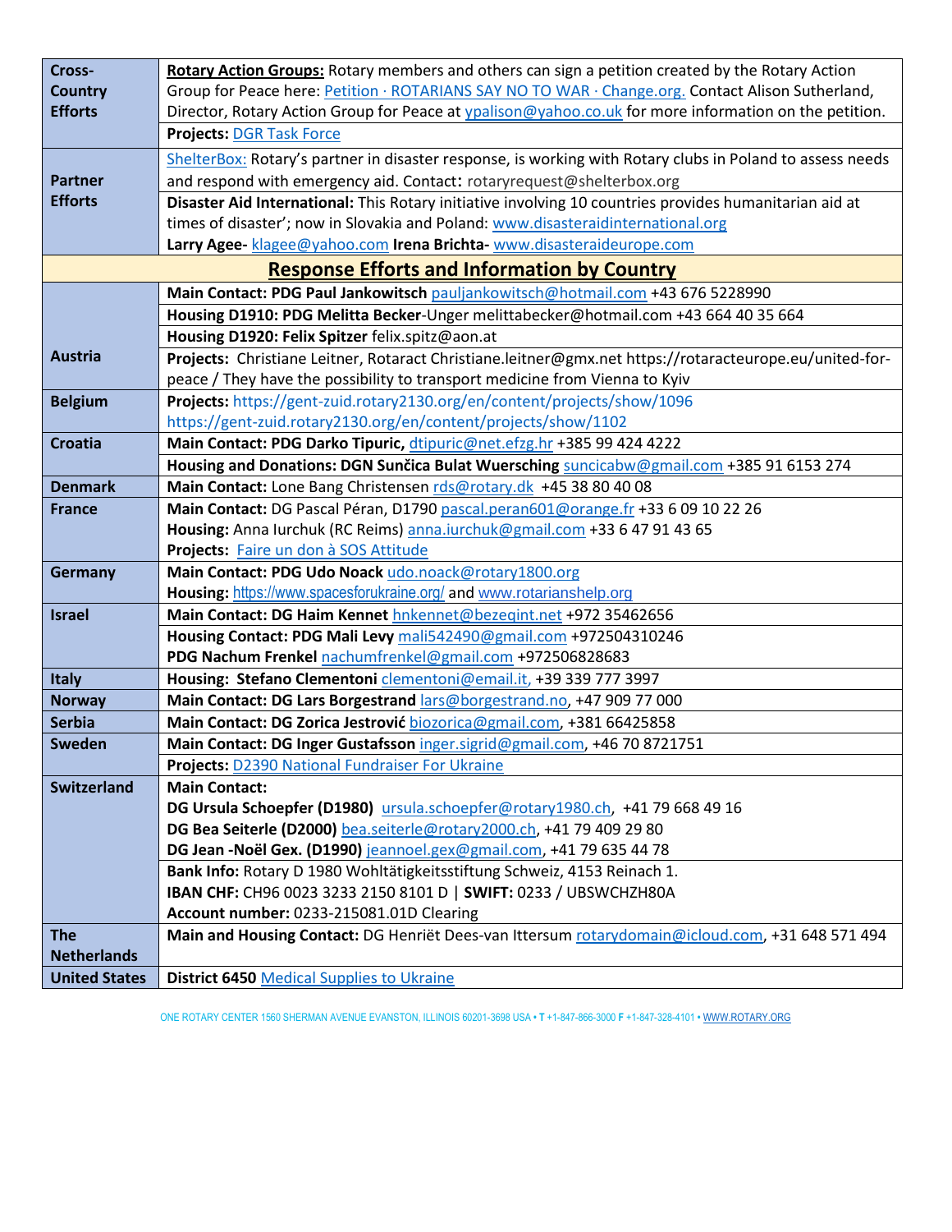| | |
|---|---|
| **Cross-Country Efforts** | **Rotary Action Groups:** Rotary members and others can sign a petition created by the Rotary Action Group for Peace here: Petition · ROTARIANS SAY NO TO WAR · Change.org. Contact Alison Sutherland, Director, Rotary Action Group for Peace at ypalison@yahoo.co.uk for more information on the petition. |
| | **Projects:** DGR Task Force |
| **Partner Efforts** | ShelterBox: Rotary's partner in disaster response, is working with Rotary clubs in Poland to assess needs and respond with emergency aid. Contact: rotaryrequest@shelterbox.org |
| | **Disaster Aid International:** This Rotary initiative involving 10 countries provides humanitarian aid at times of disaster'; now in Slovakia and Poland: www.disasteraidinternational.org **Larry Agee-** klagee@yahoo.com **Irena Brichta-** www.disasteraideurope.com |
| **Response Efforts and Information by Country** | |
| **Austria** | **Main Contact: PDG Paul Jankowitsch** pauljankowitsch@hotmail.com +43 676 5228990 |
| | **Housing D1910: PDG Melitta Becker**-Unger melittabecker@hotmail.com +43 664 40 35 664 |
| | **Housing D1920: Felix Spitzer** felix.spitz@aon.at |
| | **Projects:** Christiane Leitner, Rotaract Christiane.leitner@gmx.net https://rotaracteurope.eu/united-for-peace / They have the possibility to transport medicine from Vienna to Kyiv |
| **Belgium** | **Projects:** https://gent-zuid.rotary2130.org/en/content/projects/show/1096 https://gent-zuid.rotary2130.org/en/content/projects/show/1102 |
| **Croatia** | **Main Contact: PDG Darko Tipuric,** dtipuric@net.efzg.hr +385 99 424 4222 |
| | **Housing and Donations: DGN Sunčica Bulat Wuersching** suncicabw@gmail.com +385 91 6153 274 |
| **Denmark** | **Main Contact:** Lone Bang Christensen rds@rotary.dk +45 38 80 40 08 |
| **France** | **Main Contact:** DG Pascal Péran, D1790 pascal.peran601@orange.fr +33 6 09 10 22 26 **Housing:** Anna Iurchuk (RC Reims) anna.iurchuk@gmail.com +33 6 47 91 43 65 **Projects:** Faire un don à SOS Attitude |
| **Germany** | **Main Contact: PDG Udo Noack** udo.noack@rotary1800.org **Housing:** https://www.spacesforukraine.org/ and www.rotarianshelp.org |
| **Israel** | **Main Contact: DG Haim Kennet** hnkennet@bezeqint.net +972 35462656 |
| | **Housing Contact: PDG Mali Levy** mali542490@gmail.com +972504310246 **PDG Nachum Frenkel** nachumfrenkel@gmail.com +972506828683 |
| **Italy** | **Housing: Stefano Clementoni** clementoni@email.it, +39 339 777 3997 |
| **Norway** | **Main Contact: DG Lars Borgestrand** lars@borgestrand.no, +47 909 77 000 |
| **Serbia** | **Main Contact: DG Zorica Jestrović** biozorica@gmail.com, +381 66425858 |
| **Sweden** | **Main Contact: DG Inger Gustafsson** inger.sigrid@gmail.com, +46 70 8721751 |
| | **Projects:** D2390 National Fundraiser For Ukraine |
| **Switzerland** | **Main Contact:** **DG Ursula Schoepfer (D1980)** ursula.schoepfer@rotary1980.ch, +41 79 668 49 16 **DG Bea Seiterle (D2000)** bea.seiterle@rotary2000.ch, +41 79 409 29 80 **DG Jean -Noël Gex. (D1990)** jeannoel.gex@gmail.com, +41 79 635 44 78 |
| | **Bank Info:** Rotary D 1980 Wohltätigkeitsstiftung Schweiz, 4153 Reinach 1. **IBAN CHF:** CH96 0023 3233 2150 8101 D \| **SWIFT:** 0233 / UBSWCHZH80A **Account number:** 0233-215081.01D Clearing |
| **The Netherlands** | **Main and Housing Contact:** DG Henriët Dees-van Ittersum rotarydomain@icloud.com, +31 648 571 494 |
| **United States** | **District 6450** Medical Supplies to Ukraine |